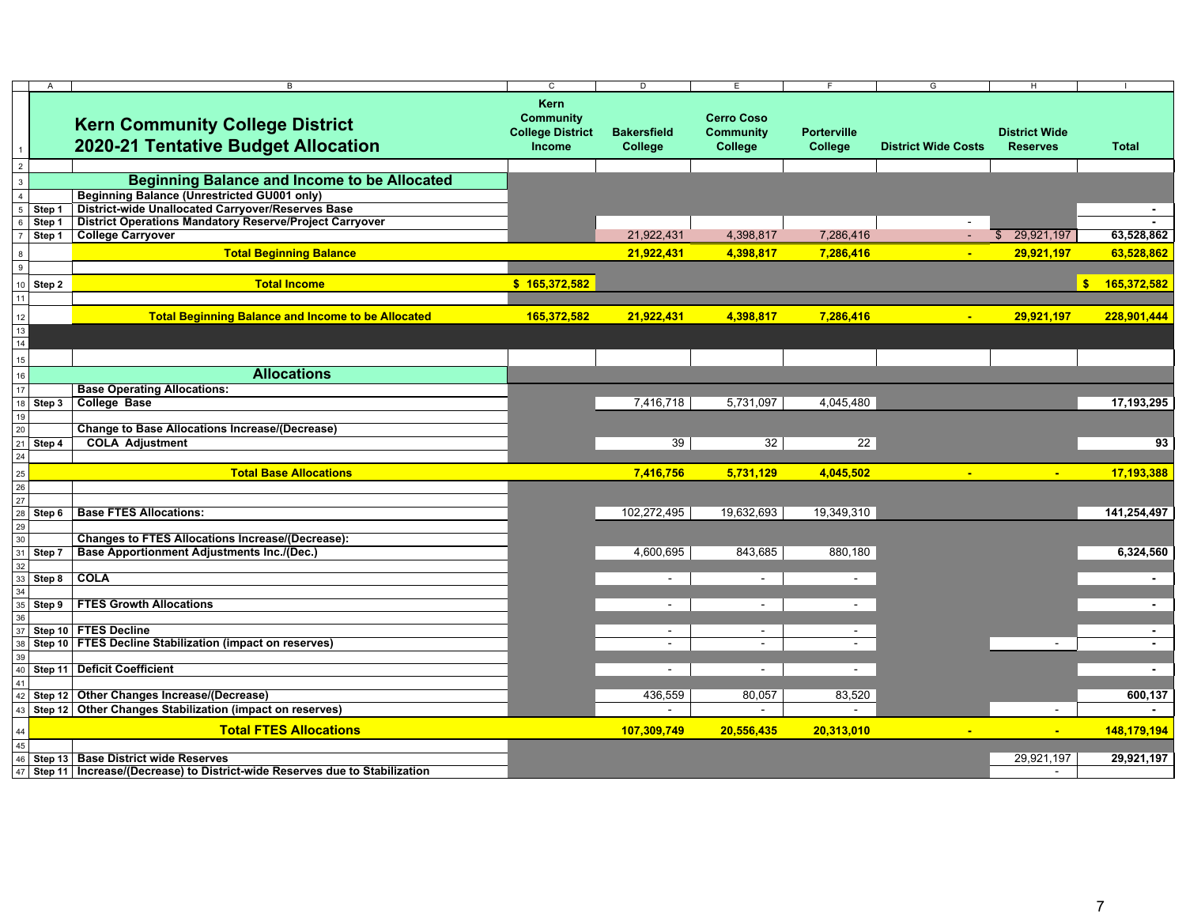| | Kern Community College District 2020-21 Tentative Budget Allocation | Kern Community College District Income | Bakersfield College | Cerro Coso Community College | Porterville College | District Wide Costs | District Wide Reserves | Total |
|---|---|---|---|---|---|---|---|---|
| | **Beginning Balance and Income to be Allocated** | | | | | | | |
| | **Beginning Balance (Unrestricted GU001 only)** | | | | | | | |
| Step 1 | **District-wide Unallocated Carryover/Reserves Base** | | | | | | | - |
| Step 1 | **District Operations Mandatory Reserve/Project Carryover** | | | | | - | | - |
| Step 1 | **College Carryover** | | 21,922,431 | 4,398,817 | 7,286,416 | - | $ 29,921,197 | 63,528,862 |
| | **Total Beginning Balance** | | 21,922,431 | 4,398,817 | 7,286,416 | - | 29,921,197 | 63,528,862 |
| Step 2 | **Total Income** | $ 165,372,582 | | | | | | $ 165,372,582 |
| | **Total Beginning Balance and Income to be Allocated** | 165,372,582 | 21,922,431 | 4,398,817 | 7,286,416 | - | 29,921,197 | 228,901,444 |
| | **Allocations** | | | | | | | |
| | **Base Operating Allocations:** | | | | | | | |
| Step 3 | **College Base** | | 7,416,718 | 5,731,097 | 4,045,480 | | | 17,193,295 |
| | **Change to Base Allocations Increase/(Decrease)** | | | | | | | |
| Step 4 | **COLA Adjustment** | | 39 | 32 | 22 | | | 93 |
| | **Total Base Allocations** | | 7,416,756 | 5,731,129 | 4,045,502 | - | - | 17,193,388 |
| Step 6 | **Base FTES Allocations:** | | 102,272,495 | 19,632,693 | 19,349,310 | | | 141,254,497 |
| | **Changes to FTES Allocations Increase/(Decrease):** | | | | | | | |
| Step 7 | **Base Apportionment Adjustments Inc./(Dec.)** | | 4,600,695 | 843,685 | 880,180 | | | 6,324,560 |
| Step 8 | **COLA** | | - | - | - | | | - |
| Step 9 | **FTES Growth Allocations** | | - | - | - | | | - |
| Step 10 | **FTES Decline** | | - | - | - | | | - |
| Step 10 | **FTES Decline Stabilization (impact on reserves)** | | - | - | - | | - | - |
| Step 11 | **Deficit Coefficient** | | - | - | - | | | - |
| Step 12 | **Other Changes Increase/(Decrease)** | | 436,559 | 80,057 | 83,520 | | | 600,137 |
| Step 12 | **Other Changes Stabilization (impact on reserves)** | | - | - | - | | - | - |
| | **Total FTES Allocations** | | 107,309,749 | 20,556,435 | 20,313,010 | - | - | 148,179,194 |
| Step 13 | **Base District wide Reserves** | | | | | | 29,921,197 | 29,921,197 |
| Step 11 | **Increase/(Decrease) to District-wide Reserves due to Stabilization** | | | | | | - | |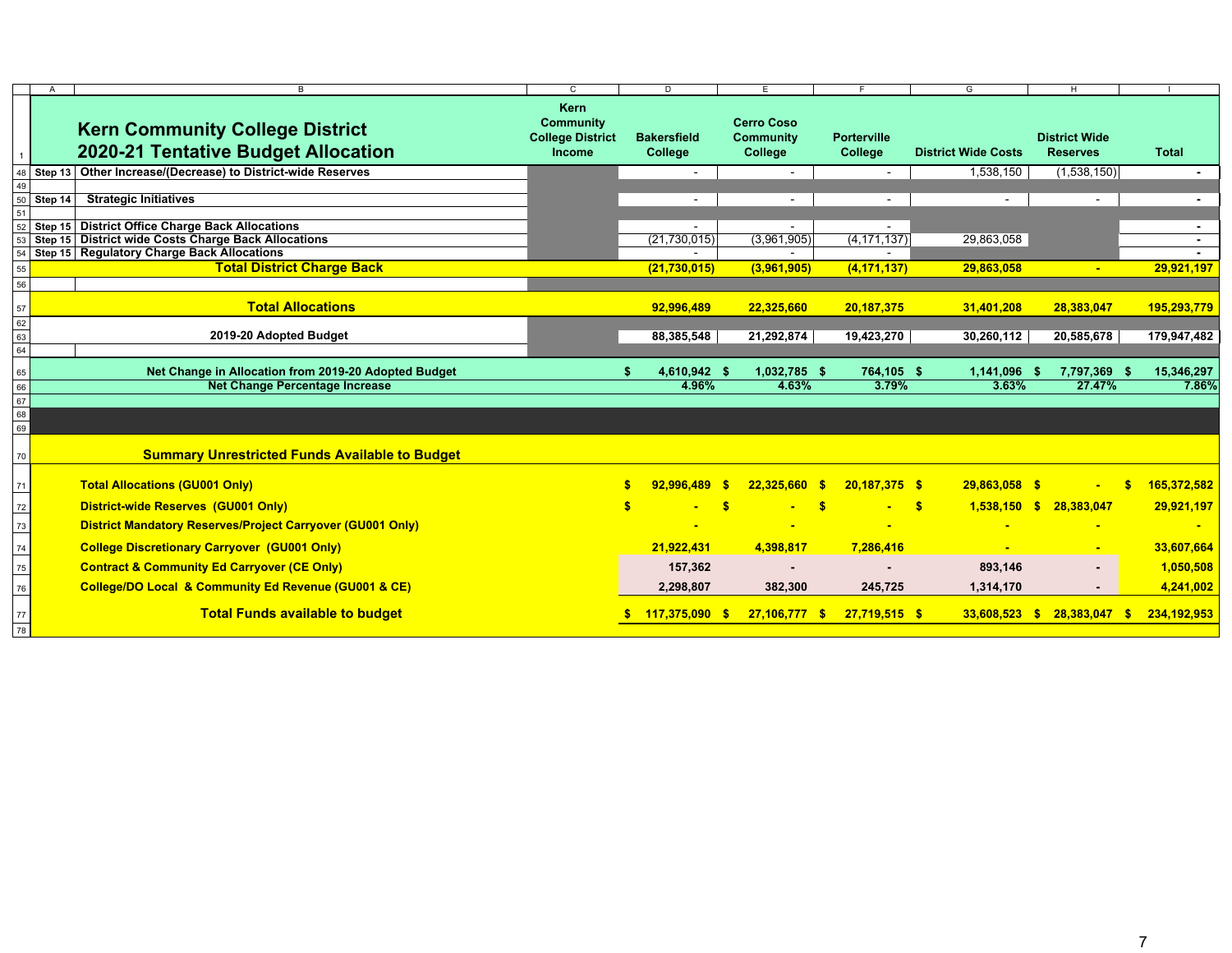# Kern Community College District
## 2020-21 Tentative Budget Allocation

| | | Kern Community College District Income | Bakersfield College | Cerro Coso Community College | Porterville College | District Wide Costs | District Wide Reserves | Total |
|---|---|---|---|---|---|---|---|---|
| Step 13 | Other Increase/(Decrease) to District-wide Reserves | | - | - | - | 1,538,150 | (1,538,150) | - |
| Step 14 | Strategic Initiatives | | - | - | - | - | - | - |
| Step 15 | District Office Charge Back Allocations | | - | - | - | | | - |
| Step 15 | District wide Costs Charge Back Allocations | | (21,730,015) | (3,961,905) | (4,171,137) | 29,863,058 | | - |
| Step 15 | Regulatory Charge Back Allocations | | - | - | - | | | - |
| | **Total District Charge Back** | | **(21,730,015)** | **(3,961,905)** | **(4,171,137)** | **29,863,058** | **-** | **29,921,197** |
| | **Total Allocations** | | **92,996,489** | **22,325,660** | **20,187,375** | **31,401,208** | **28,383,047** | **195,293,779** |
| | **2019-20 Adopted Budget** | | **88,385,548** | **21,292,874** | **19,423,270** | **30,260,112** | **20,585,678** | **179,947,482** |
| | **Net Change in Allocation from 2019-20 Adopted Budget** | | **$ 4,610,942** | **$ 1,032,785** | **$ 764,105** | **$ 1,141,096** | **$ 7,797,369** | **$ 15,346,297** |
| | **Net Change Percentage Increase** | | **4.96%** | **4.63%** | **3.79%** | **3.63%** | **27.47%** | **7.86%** |

| Summary Unrestricted Funds Available to Budget | Bakersfield College | Cerro Coso Community College | Porterville College | District Wide Costs | District Wide Reserves | Total |
|---|---|---|---|---|---|---|
| **Total Allocations (GU001 Only)** | **$ 92,996,489** | **$ 22,325,660** | **$ 20,187,375** | **$ 29,863,058** | **$ -** | **$ 165,372,582** |
| **District-wide Reserves (GU001 Only)** | **$ -** | **$ -** | **$ -** | **$ 1,538,150** | **$ 28,383,047** | **29,921,197** |
| **District Mandatory Reserves/Project Carryover (GU001 Only)** | **-** | **-** | **-** | **-** | **-** | **-** |
| **College Discretionary Carryover (GU001 Only)** | **21,922,431** | **4,398,817** | **7,286,416** | **-** | **-** | **33,607,664** |
| **Contract & Community Ed Carryover (CE Only)** | **157,362** | **-** | **-** | **893,146** | **-** | **1,050,508** |
| **College/DO Local & Community Ed Revenue (GU001 & CE)** | **2,298,807** | **382,300** | **245,725** | **1,314,170** | **-** | **4,241,002** |
| **Total Funds available to budget** | **$ 117,375,090** | **$ 27,106,777** | **$ 27,719,515** | **$ 33,608,523** | **$ 28,383,047** | **$ 234,192,953** |